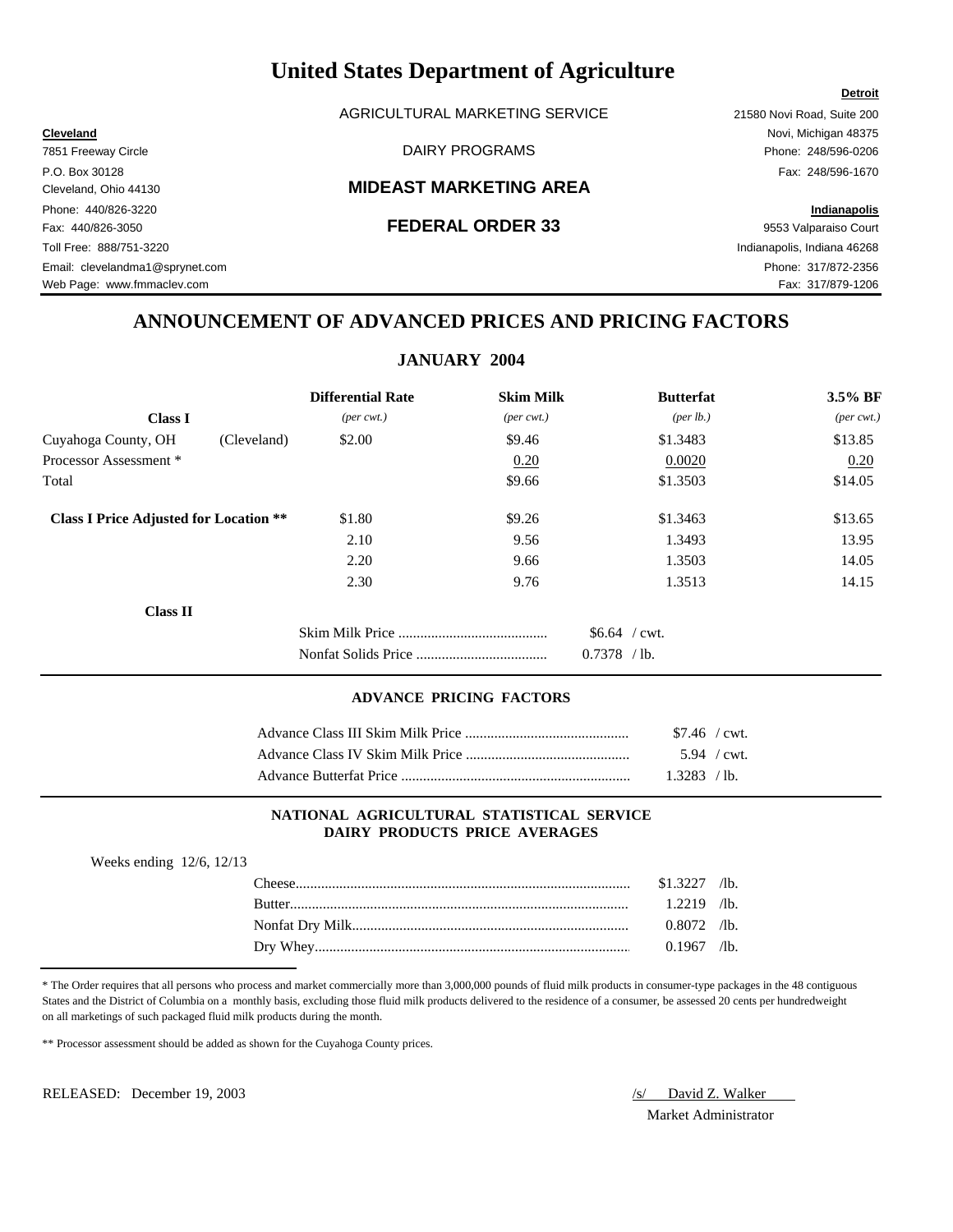# United States Department of Agriculture

AGRICULTURAL MARKETING SERVICE

DAIRY PROGRAMS

**MIDEAST MARKETING AREA**

**FEDERAL ORDER 33**

**Cleveland**
7851 Freeway Circle
P.O. Box 30128
Cleveland, Ohio 44130
Phone: 440/826-3220
Fax: 440/826-3050
Toll Free: 888/751-3220
Email: clevelandma1@sprynet.com
Web Page: www.fmmaclev.com

**Detroit**
21580 Novi Road, Suite 200
Novi, Michigan 48375
Phone: 248/596-0206
Fax: 248/596-1670

**Indianapolis**
9553 Valparaiso Court
Indianapolis, Indiana 46268
Phone: 317/872-2356
Fax: 317/879-1206

## ANNOUNCEMENT OF ADVANCED PRICES AND PRICING FACTORS

### JANUARY 2004

| Class I | | Differential Rate *(per cwt.)* | Skim Milk *(per cwt.)* | Butterfat *(per lb.)* | 3.5% BF *(per cwt.)* |
|---|---|---|---|---|---|
| Cuyahoga County, OH | (Cleveland) | $2.00 | $9.46 | $1.3483 | $13.85 |
| Processor Assessment * | | | 0.20 | 0.0020 | 0.20 |
| Total | | | $9.66 | $1.3503 | $14.05 |
| **Class I Price Adjusted for Location \*\*** | | $1.80 | $9.26 | $1.3463 | $13.65 |
| | | 2.10 | 9.56 | 1.3493 | 13.95 |
| | | 2.20 | 9.66 | 1.3503 | 14.05 |
| | | 2.30 | 9.76 | 1.3513 | 14.15 |

**Class II**

| | |
|---|---|
| Skim Milk Price | $6.64 / cwt. |
| Nonfat Solids Price | 0.7378 / lb. |

### ADVANCE PRICING FACTORS

| | |
|---|---|
| Advance Class III Skim Milk Price | $7.46 / cwt. |
| Advance Class IV Skim Milk Price | 5.94 / cwt. |
| Advance Butterfat Price | 1.3283 / lb. |

### NATIONAL AGRICULTURAL STATISTICAL SERVICE DAIRY PRODUCTS PRICE AVERAGES

Weeks ending 12/6, 12/13

| | |
|---|---|
| Cheese | $1.3227 /lb. |
| Butter | 1.2219 /lb. |
| Nonfat Dry Milk | 0.8072 /lb. |
| Dry Whey | 0.1967 /lb. |

\* The Order requires that all persons who process and market commercially more than 3,000,000 pounds of fluid milk products in consumer-type packages in the 48 contiguous States and the District of Columbia on a monthly basis, excluding those fluid milk products delivered to the residence of a consumer, be assessed 20 cents per hundredweight on all marketings of such packaged fluid milk products during the month.

\*\* Processor assessment should be added as shown for the Cuyahoga County prices.

RELEASED: December 19, 2003

/s/ David Z. Walker
Market Administrator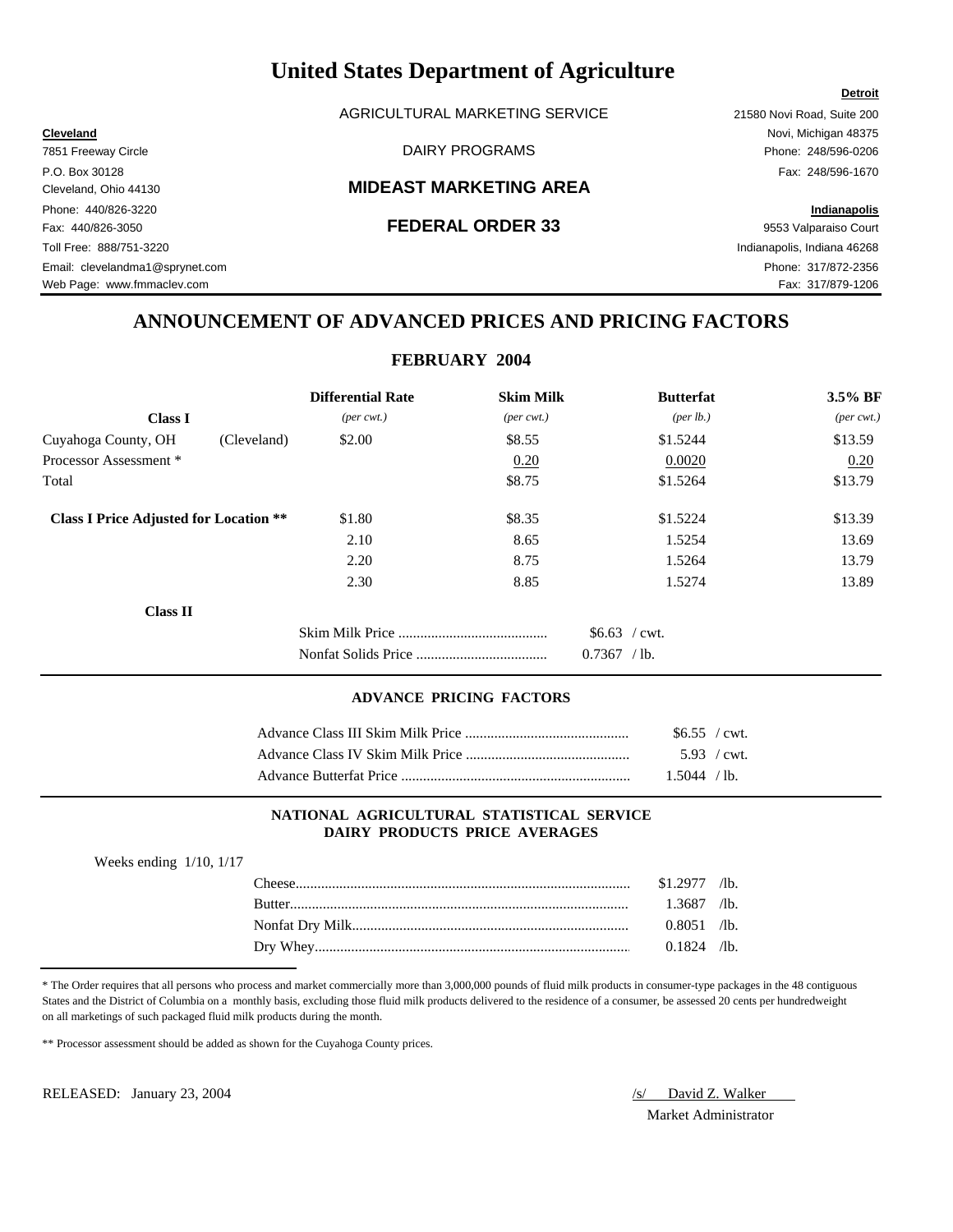# United States Department of Agriculture

AGRICULTURAL MARKETING SERVICE

DAIRY PROGRAMS

## MIDEAST MARKETING AREA

## FEDERAL ORDER 33

**Cleveland**
7851 Freeway Circle
P.O. Box 30128
Cleveland, Ohio 44130
Phone: 440/826-3220
Fax: 440/826-3050
Toll Free: 888/751-3220
Email: clevelandma1@sprynet.com
Web Page: www.fmmaclev.com

**Detroit**
21580 Novi Road, Suite 200
Novi, Michigan 48375
Phone: 248/596-0206
Fax: 248/596-1670

**Indianapolis**
9553 Valparaiso Court
Indianapolis, Indiana 46268
Phone: 317/872-2356
Fax: 317/879-1206

## ANNOUNCEMENT OF ADVANCED PRICES AND PRICING FACTORS

### FEBRUARY 2004

| Class I | | Differential Rate (per cwt.) | Skim Milk (per cwt.) | Butterfat (per lb.) | 3.5% BF (per cwt.) |
|---|---|---|---|---|---|
| Cuyahoga County, OH | (Cleveland) | $2.00 | $8.55 | $1.5244 | $13.59 |
| Processor Assessment * | | | 0.20 | 0.0020 | 0.20 |
| Total | | | $8.75 | $1.5264 | $13.79 |
| **Class I Price Adjusted for Location \*\*** | | $1.80 | $8.35 | $1.5224 | $13.39 |
| | | 2.10 | 8.65 | 1.5254 | 13.69 |
| | | 2.20 | 8.75 | 1.5264 | 13.79 |
| | | 2.30 | 8.85 | 1.5274 | 13.89 |

**Class II**

| | | |
|---|---|---|
| Skim Milk Price | $6.63 | / cwt. |
| Nonfat Solids Price | 0.7367 | / lb. |

### ADVANCE PRICING FACTORS

| | | |
|---|---|---|
| Advance Class III Skim Milk Price | $6.55 | / cwt. |
| Advance Class IV Skim Milk Price | 5.93 | / cwt. |
| Advance Butterfat Price | 1.5044 | / lb. |

### NATIONAL AGRICULTURAL STATISTICAL SERVICE DAIRY PRODUCTS PRICE AVERAGES

Weeks ending 1/10, 1/17

| | | |
|---|---|---|
| Cheese | $1.2977 | /lb. |
| Butter | 1.3687 | /lb. |
| Nonfat Dry Milk | 0.8051 | /lb. |
| Dry Whey | 0.1824 | /lb. |

\* The Order requires that all persons who process and market commercially more than 3,000,000 pounds of fluid milk products in consumer-type packages in the 48 contiguous States and the District of Columbia on a monthly basis, excluding those fluid milk products delivered to the residence of a consumer, be assessed 20 cents per hundredweight on all marketings of such packaged fluid milk products during the month.

\*\* Processor assessment should be added as shown for the Cuyahoga County prices.

RELEASED: January 23, 2004

/s/ David Z. Walker
Market Administrator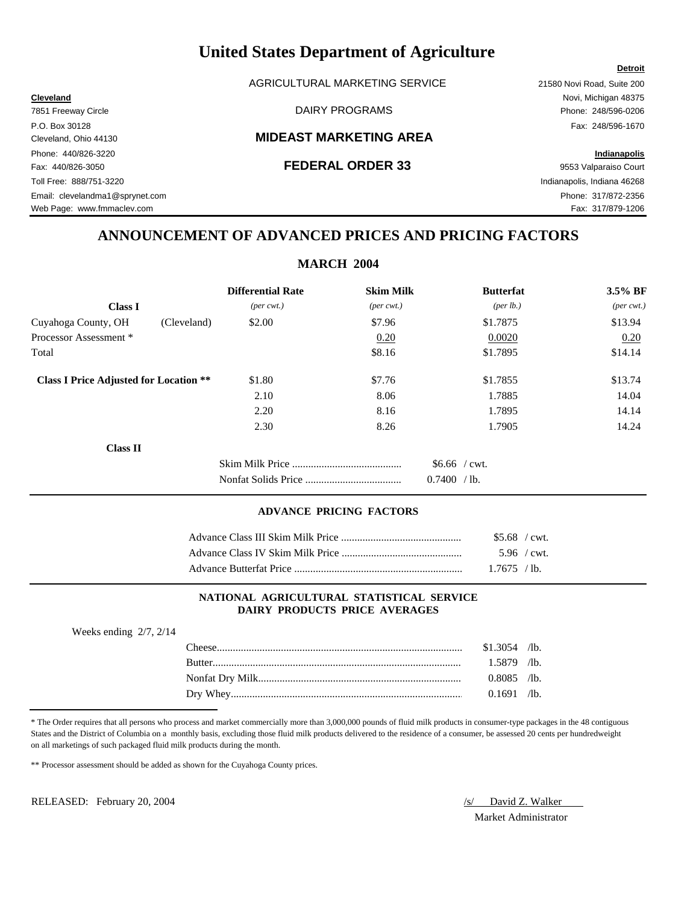# United States Department of Agriculture

AGRICULTURAL MARKETING SERVICE

DAIRY PROGRAMS

## MIDEAST MARKETING AREA

## FEDERAL ORDER 33

**Cleveland**
7851 Freeway Circle
P.O. Box 30128
Cleveland, Ohio 44130
Phone: 440/826-3220
Fax: 440/826-3050
Toll Free: 888/751-3220
Email: clevelandma1@sprynet.com
Web Page: www.fmmaclev.com

**Detroit**
21580 Novi Road, Suite 200
Novi, Michigan 48375
Phone: 248/596-0206
Fax: 248/596-1670

**Indianapolis**
9553 Valparaiso Court
Indianapolis, Indiana 46268
Phone: 317/872-2356
Fax: 317/879-1206

## ANNOUNCEMENT OF ADVANCED PRICES AND PRICING FACTORS

### MARCH 2004

| Class I | | Differential Rate *(per cwt.)* | Skim Milk *(per cwt.)* | Butterfat *(per lb.)* | 3.5% BF *(per cwt.)* |
|---|---|---|---|---|---|
| Cuyahoga County, OH | (Cleveland) | $2.00 | $7.96 | $1.7875 | $13.94 |
| Processor Assessment * | | | 0.20 | 0.0020 | 0.20 |
| Total | | | $8.16 | $1.7895 | $14.14 |
| **Class I Price Adjusted for Location \*\*** | | $1.80 | $7.76 | $1.7855 | $13.74 |
| | | 2.10 | 8.06 | 1.7885 | 14.04 |
| | | 2.20 | 8.16 | 1.7895 | 14.14 |
| | | 2.30 | 8.26 | 1.7905 | 14.24 |

**Class II**

| | |
|---|---|
| Skim Milk Price | $6.66 / cwt. |
| Nonfat Solids Price | 0.7400 / lb. |

#### ADVANCE PRICING FACTORS

| | |
|---|---|
| Advance Class III Skim Milk Price | $5.68 / cwt. |
| Advance Class IV Skim Milk Price | 5.96 / cwt. |
| Advance Butterfat Price | 1.7675 / lb. |

#### NATIONAL AGRICULTURAL STATISTICAL SERVICE DAIRY PRODUCTS PRICE AVERAGES

Weeks ending 2/7, 2/14

| | |
|---|---|
| Cheese | $1.3054 /lb. |
| Butter | 1.5879 /lb. |
| Nonfat Dry Milk | 0.8085 /lb. |
| Dry Whey | 0.1691 /lb. |

\* The Order requires that all persons who process and market commercially more than 3,000,000 pounds of fluid milk products in consumer-type packages in the 48 contiguous States and the District of Columbia on a monthly basis, excluding those fluid milk products delivered to the residence of a consumer, be assessed 20 cents per hundredweight on all marketings of such packaged fluid milk products during the month.

\*\* Processor assessment should be added as shown for the Cuyahoga County prices.

RELEASED: February 20, 2004

/s/ David Z. Walker
Market Administrator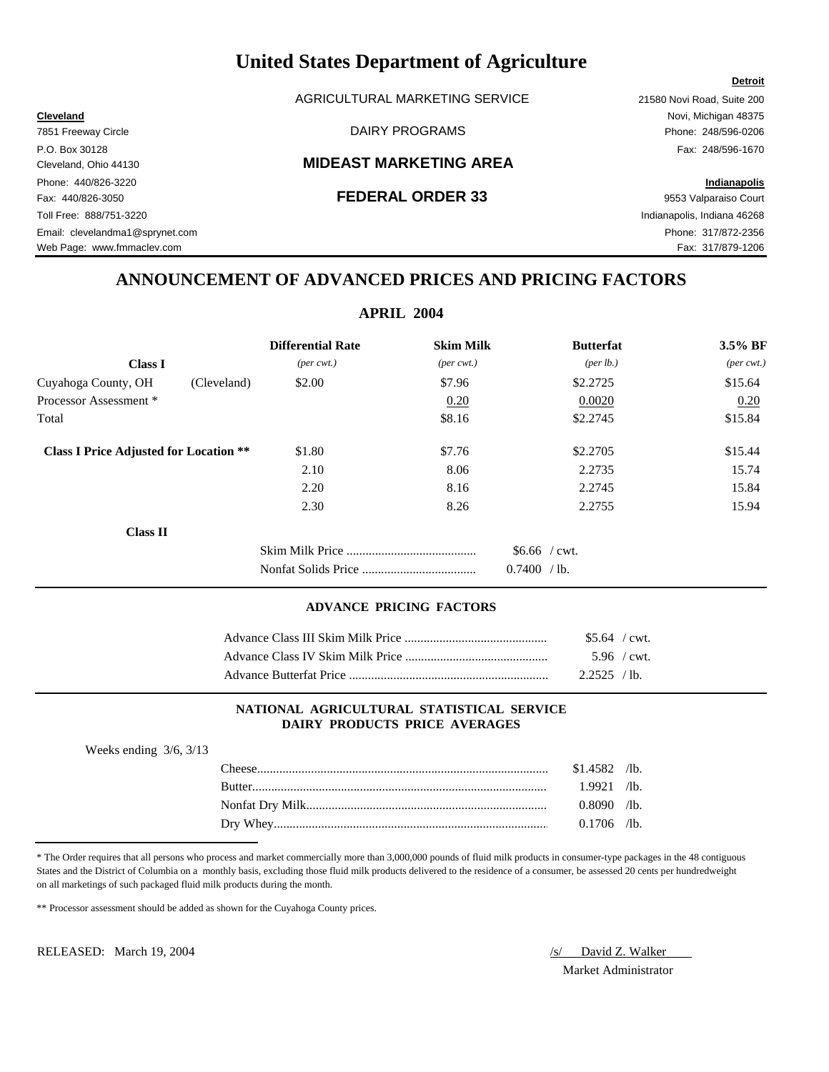# United States Department of Agriculture

AGRICULTURAL MARKETING SERVICE

DAIRY PROGRAMS

## MIDEAST MARKETING AREA

## FEDERAL ORDER 33

**Cleveland**
7851 Freeway Circle
P.O. Box 30128
Cleveland, Ohio 44130
Phone: 440/826-3220
Fax: 440/826-3050
Toll Free: 888/751-3220
Email: clevelandma1@sprynet.com
Web Page: www.fmmaclev.com

**Detroit**
21580 Novi Road, Suite 200
Novi, Michigan 48375
Phone: 248/596-0206
Fax: 248/596-1670

**Indianapolis**
9553 Valparaiso Court
Indianapolis, Indiana 46268
Phone: 317/872-2356
Fax: 317/879-1206

## ANNOUNCEMENT OF ADVANCED PRICES AND PRICING FACTORS

### APRIL 2004

| **Class I** | | **Differential Rate** *(per cwt.)* | **Skim Milk** *(per cwt.)* | **Butterfat** *(per lb.)* | **3.5% BF** *(per cwt.)* |
|---|---|---|---|---|---|
| Cuyahoga County, OH | (Cleveland) | $2.00 | $7.96 | $2.2725 | $15.64 |
| Processor Assessment * | | | 0.20 | 0.0020 | 0.20 |
| Total | | | $8.16 | $2.2745 | $15.84 |
| **Class I Price Adjusted for Location **** | | $1.80 | $7.76 | $2.2705 | $15.44 |
| | | 2.10 | 8.06 | 2.2735 | 15.74 |
| | | 2.20 | 8.16 | 2.2745 | 15.84 |
| | | 2.30 | 8.26 | 2.2755 | 15.94 |

**Class II**

| | |
|---|---|
| Skim Milk Price | $6.66 / cwt. |
| Nonfat Solids Price | 0.7400 / lb. |

#### ADVANCE PRICING FACTORS

| | |
|---|---|
| Advance Class III Skim Milk Price | $5.64 / cwt. |
| Advance Class IV Skim Milk Price | 5.96 / cwt. |
| Advance Butterfat Price | 2.2525 / lb. |

#### NATIONAL AGRICULTURAL STATISTICAL SERVICE DAIRY PRODUCTS PRICE AVERAGES

Weeks ending 3/6, 3/13

| | |
|---|---|
| Cheese | $1.4582 /lb. |
| Butter | 1.9921 /lb. |
| Nonfat Dry Milk | 0.8090 /lb. |
| Dry Whey | 0.1706 /lb. |

* The Order requires that all persons who process and market commercially more than 3,000,000 pounds of fluid milk products in consumer-type packages in the 48 contiguous States and the District of Columbia on a monthly basis, excluding those fluid milk products delivered to the residence of a consumer, be assessed 20 cents per hundredweight on all marketings of such packaged fluid milk products during the month.

** Processor assessment should be added as shown for the Cuyahoga County prices.

RELEASED: March 19, 2004

/s/ David Z. Walker
Market Administrator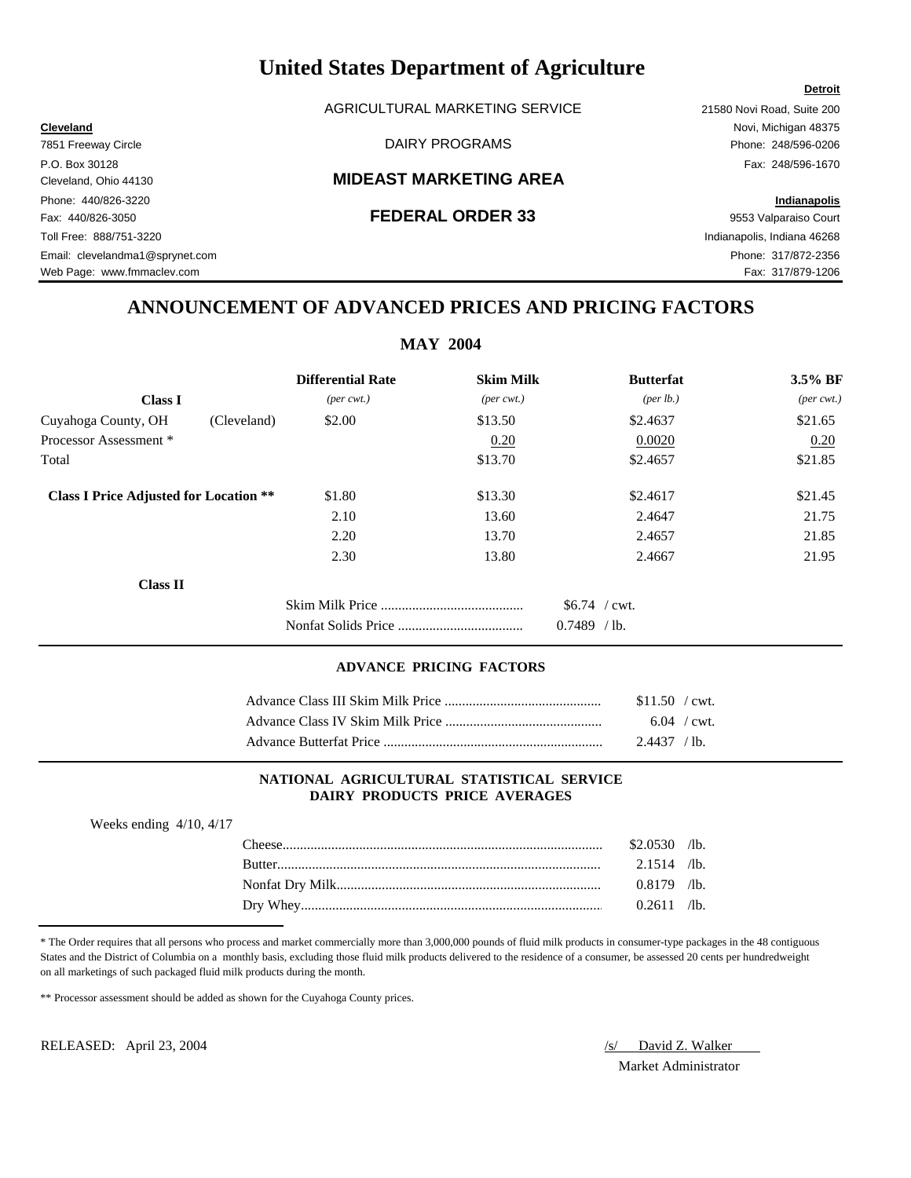# United States Department of Agriculture

AGRICULTURAL MARKETING SERVICE

DAIRY PROGRAMS

## MIDEAST MARKETING AREA

## FEDERAL ORDER 33

**Cleveland**
7851 Freeway Circle
P.O. Box 30128
Cleveland, Ohio 44130
Phone: 440/826-3220
Fax: 440/826-3050
Toll Free: 888/751-3220
Email: clevelandma1@sprynet.com
Web Page: www.fmmaclev.com

**Detroit**
21580 Novi Road, Suite 200
Novi, Michigan 48375
Phone: 248/596-0206
Fax: 248/596-1670

**Indianapolis**
9553 Valparaiso Court
Indianapolis, Indiana 46268
Phone: 317/872-2356
Fax: 317/879-1206

## ANNOUNCEMENT OF ADVANCED PRICES AND PRICING FACTORS

### MAY 2004

| **Class I** | | **Differential Rate** *(per cwt.)* | **Skim Milk** *(per cwt.)* | **Butterfat** *(per lb.)* | **3.5% BF** *(per cwt.)* |
|---|---|---|---|---|---|
| Cuyahoga County, OH | (Cleveland) | $2.00 | $13.50 | $2.4637 | $21.65 |
| Processor Assessment * | | | 0.20 | 0.0020 | 0.20 |
| Total | | | $13.70 | $2.4657 | $21.85 |
| **Class I Price Adjusted for Location \*\*** | | $1.80 | $13.30 | $2.4617 | $21.45 |
| | | 2.10 | 13.60 | 2.4647 | 21.75 |
| | | 2.20 | 13.70 | 2.4657 | 21.85 |
| | | 2.30 | 13.80 | 2.4667 | 21.95 |

**Class II**

| | |
|---|---|
| Skim Milk Price | $6.74 / cwt. |
| Nonfat Solids Price | 0.7489 / lb. |

#### ADVANCE PRICING FACTORS

| | |
|---|---|
| Advance Class III Skim Milk Price | $11.50 / cwt. |
| Advance Class IV Skim Milk Price | 6.04 / cwt. |
| Advance Butterfat Price | 2.4437 / lb. |

#### NATIONAL AGRICULTURAL STATISTICAL SERVICE DAIRY PRODUCTS PRICE AVERAGES

Weeks ending 4/10, 4/17

| | |
|---|---|
| Cheese | $2.0530 /lb. |
| Butter | 2.1514 /lb. |
| Nonfat Dry Milk | 0.8179 /lb. |
| Dry Whey | 0.2611 /lb. |

* The Order requires that all persons who process and market commercially more than 3,000,000 pounds of fluid milk products in consumer-type packages in the 48 contiguous States and the District of Columbia on a monthly basis, excluding those fluid milk products delivered to the residence of a consumer, be assessed 20 cents per hundredweight on all marketings of such packaged fluid milk products during the month.

** Processor assessment should be added as shown for the Cuyahoga County prices.

RELEASED: April 23, 2004

/s/ David Z. Walker
Market Administrator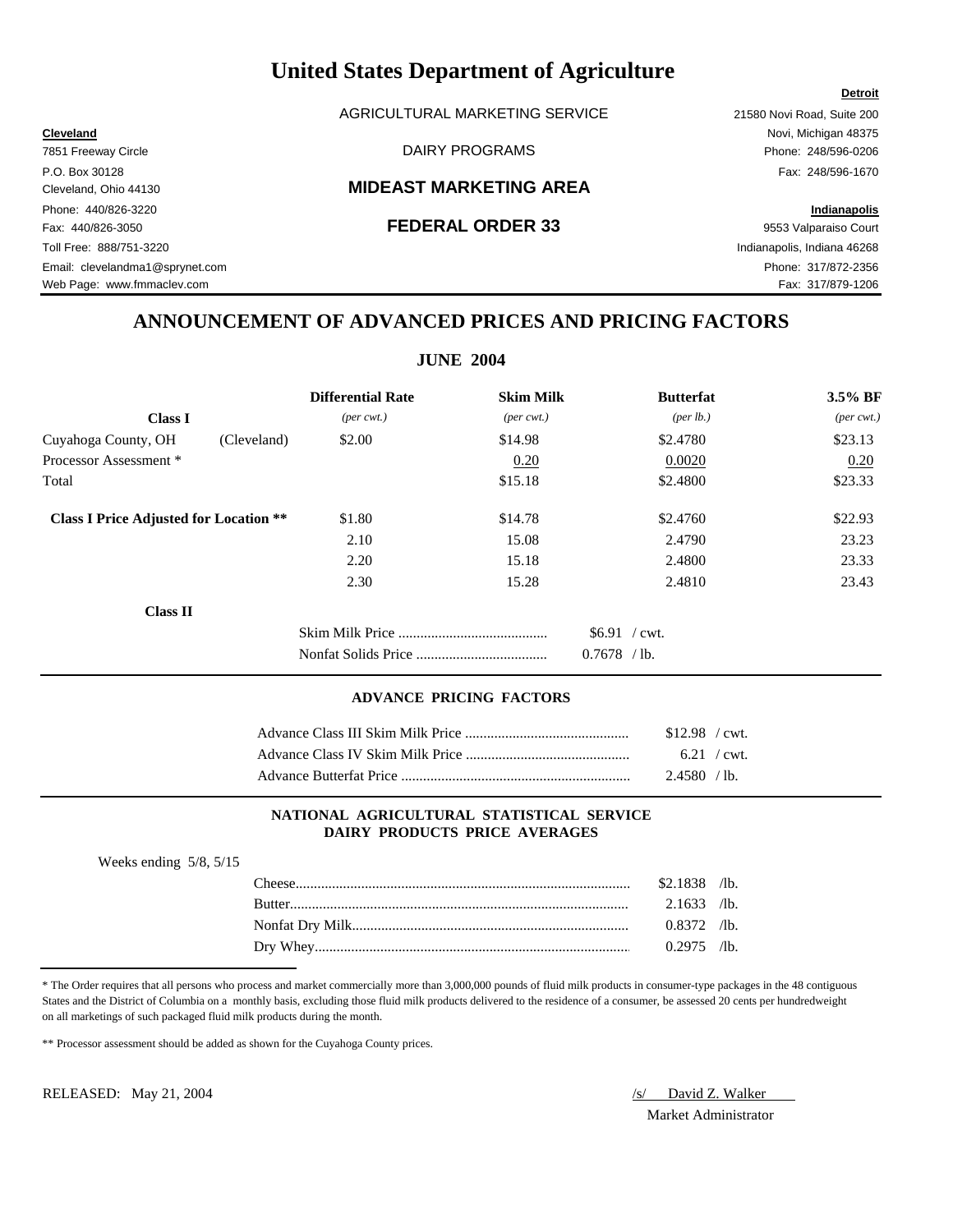# United States Department of Agriculture

AGRICULTURAL MARKETING SERVICE

DAIRY PROGRAMS

## MIDEAST MARKETING AREA

## FEDERAL ORDER 33

**Cleveland**
7851 Freeway Circle
P.O. Box 30128
Cleveland, Ohio 44130
Phone: 440/826-3220
Fax: 440/826-3050
Toll Free: 888/751-3220
Email: clevelandma1@sprynet.com
Web Page: www.fmmaclev.com

**Detroit**
21580 Novi Road, Suite 200
Novi, Michigan 48375
Phone: 248/596-0206
Fax: 248/596-1670

**Indianapolis**
9553 Valparaiso Court
Indianapolis, Indiana 46268
Phone: 317/872-2356
Fax: 317/879-1206

## ANNOUNCEMENT OF ADVANCED PRICES AND PRICING FACTORS

### JUNE 2004

| Class I | | Differential Rate (per cwt.) | Skim Milk (per cwt.) | Butterfat (per lb.) | 3.5% BF (per cwt.) |
|---|---|---|---|---|---|
| Cuyahoga County, OH | (Cleveland) | $2.00 | $14.98 | $2.4780 | $23.13 |
| Processor Assessment * | | | 0.20 | 0.0020 | 0.20 |
| Total | | | $15.18 | $2.4800 | $23.33 |
| **Class I Price Adjusted for Location \*\*** | | $1.80 | $14.78 | $2.4760 | $22.93 |
| | | 2.10 | 15.08 | 2.4790 | 23.23 |
| | | 2.20 | 15.18 | 2.4800 | 23.33 |
| | | 2.30 | 15.28 | 2.4810 | 23.43 |

**Class II**

| | |
|---|---|
| Skim Milk Price | $6.91 / cwt. |
| Nonfat Solids Price | 0.7678 / lb. |

### ADVANCE PRICING FACTORS

| | |
|---|---|
| Advance Class III Skim Milk Price | $12.98 / cwt. |
| Advance Class IV Skim Milk Price | 6.21 / cwt. |
| Advance Butterfat Price | 2.4580 / lb. |

### NATIONAL AGRICULTURAL STATISTICAL SERVICE DAIRY PRODUCTS PRICE AVERAGES

Weeks ending 5/8, 5/15

| | |
|---|---|
| Cheese | $2.1838 /lb. |
| Butter | 2.1633 /lb. |
| Nonfat Dry Milk | 0.8372 /lb. |
| Dry Whey | 0.2975 /lb. |

* The Order requires that all persons who process and market commercially more than 3,000,000 pounds of fluid milk products in consumer-type packages in the 48 contiguous States and the District of Columbia on a monthly basis, excluding those fluid milk products delivered to the residence of a consumer, be assessed 20 cents per hundredweight on all marketings of such packaged fluid milk products during the month.

** Processor assessment should be added as shown for the Cuyahoga County prices.

RELEASED: May 21, 2004

/s/ David Z. Walker
Market Administrator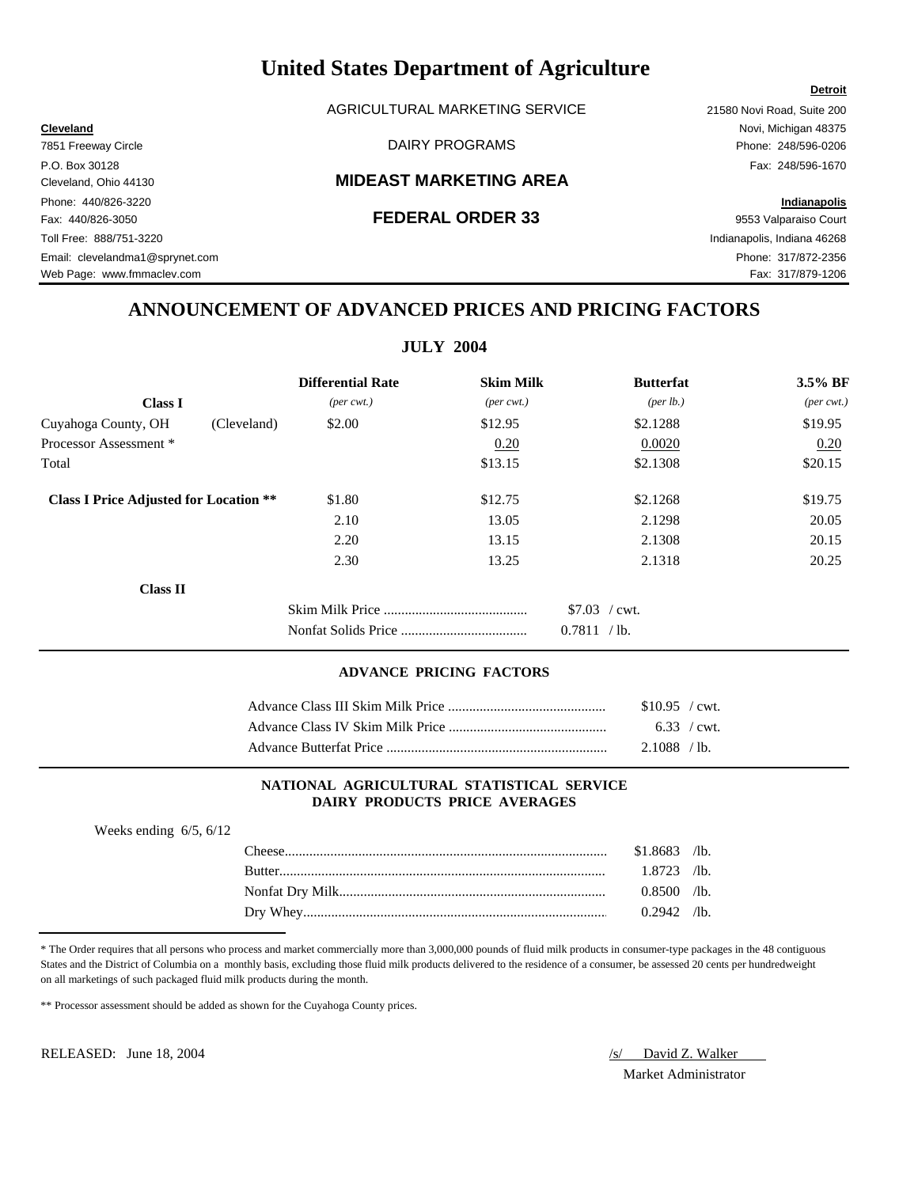# United States Department of Agriculture

AGRICULTURAL MARKETING SERVICE

DAIRY PROGRAMS

## MIDEAST MARKETING AREA

## FEDERAL ORDER 33

**Cleveland**
7851 Freeway Circle
P.O. Box 30128
Cleveland, Ohio 44130
Phone: 440/826-3220
Fax: 440/826-3050
Toll Free: 888/751-3220
Email: clevelandma1@sprynet.com
Web Page: www.fmmaclev.com

**Detroit**
21580 Novi Road, Suite 200
Novi, Michigan 48375
Phone: 248/596-0206
Fax: 248/596-1670

**Indianapolis**
9553 Valparaiso Court
Indianapolis, Indiana 46268
Phone: 317/872-2356
Fax: 317/879-1206

## ANNOUNCEMENT OF ADVANCED PRICES AND PRICING FACTORS

### JULY 2004

| **Class I** | | **Differential Rate** *(per cwt.)* | **Skim Milk** *(per cwt.)* | **Butterfat** *(per lb.)* | **3.5% BF** *(per cwt.)* |
|---|---|---|---|---|---|
| Cuyahoga County, OH | (Cleveland) | $2.00 | $12.95 | $2.1288 | $19.95 |
| Processor Assessment * | | | 0.20 | 0.0020 | 0.20 |
| Total | | | $13.15 | $2.1308 | $20.15 |
| **Class I Price Adjusted for Location **** | | $1.80 | $12.75 | $2.1268 | $19.75 |
| | | 2.10 | 13.05 | 2.1298 | 20.05 |
| | | 2.20 | 13.15 | 2.1308 | 20.15 |
| | | 2.30 | 13.25 | 2.1318 | 20.25 |

**Class II**

| | |
|---|---|
| Skim Milk Price | $7.03 / cwt. |
| Nonfat Solids Price | 0.7811 / lb. |

### ADVANCE PRICING FACTORS

| | |
|---|---|
| Advance Class III Skim Milk Price | $10.95 / cwt. |
| Advance Class IV Skim Milk Price | 6.33 / cwt. |
| Advance Butterfat Price | 2.1088 / lb. |

### NATIONAL AGRICULTURAL STATISTICAL SERVICE DAIRY PRODUCTS PRICE AVERAGES

Weeks ending 6/5, 6/12

| | |
|---|---|
| Cheese | $1.8683 /lb. |
| Butter | 1.8723 /lb. |
| Nonfat Dry Milk | 0.8500 /lb. |
| Dry Whey | 0.2942 /lb. |

* The Order requires that all persons who process and market commercially more than 3,000,000 pounds of fluid milk products in consumer-type packages in the 48 contiguous States and the District of Columbia on a monthly basis, excluding those fluid milk products delivered to the residence of a consumer, be assessed 20 cents per hundredweight on all marketings of such packaged fluid milk products during the month.

** Processor assessment should be added as shown for the Cuyahoga County prices.

RELEASED: June 18, 2004

/s/ David Z. Walker
Market Administrator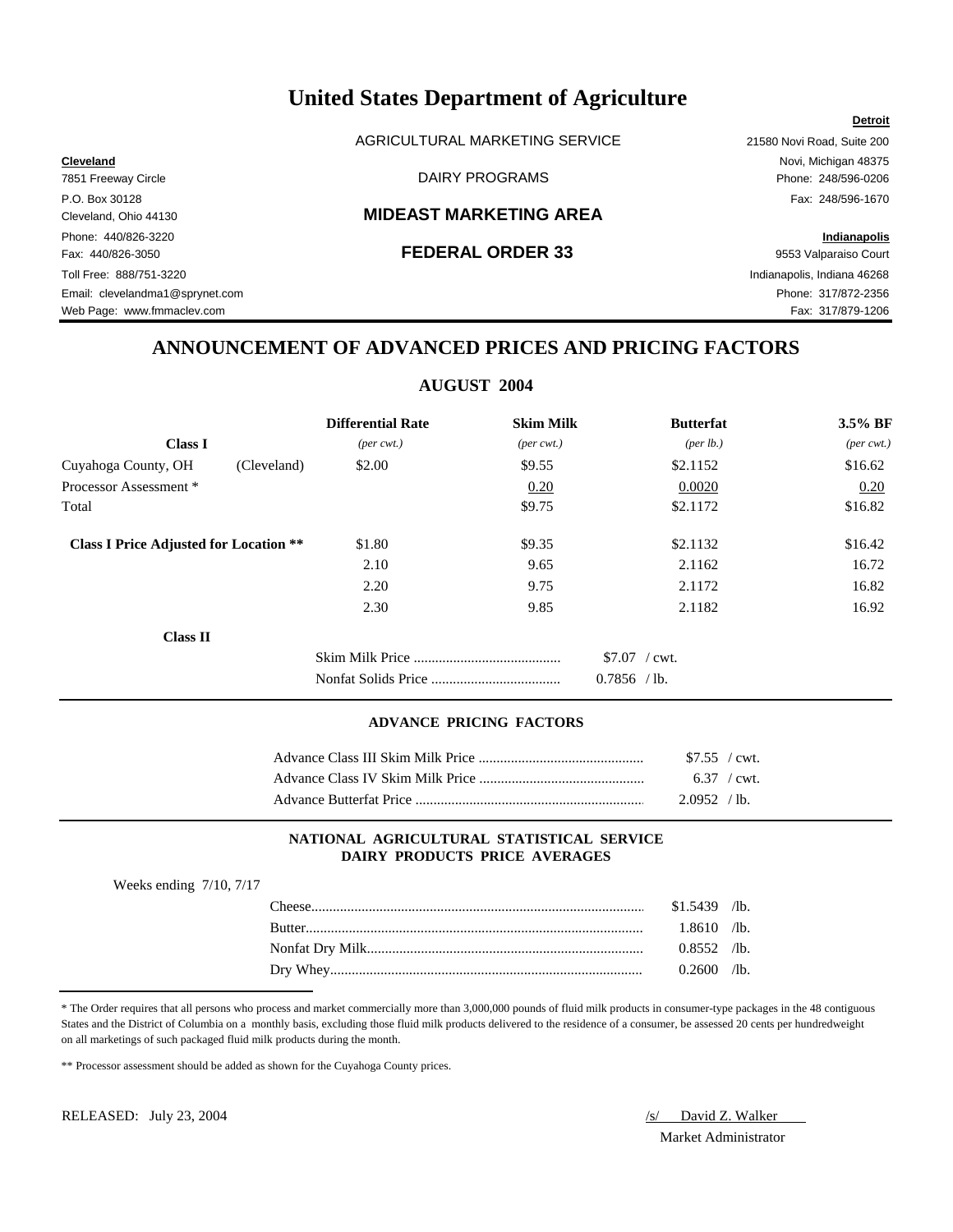# United States Department of Agriculture

AGRICULTURAL MARKETING SERVICE

DAIRY PROGRAMS

## MIDEAST MARKETING AREA

## FEDERAL ORDER 33

**Cleveland**
7851 Freeway Circle
P.O. Box 30128
Cleveland, Ohio 44130
Phone: 440/826-3220
Fax: 440/826-3050
Toll Free: 888/751-3220
Email: clevelandma1@sprynet.com
Web Page: www.fmmaclev.com

**Detroit**
21580 Novi Road, Suite 200
Novi, Michigan 48375
Phone: 248/596-0206
Fax: 248/596-1670

**Indianapolis**
9553 Valparaiso Court
Indianapolis, Indiana 46268
Phone: 317/872-2356
Fax: 317/879-1206

## ANNOUNCEMENT OF ADVANCED PRICES AND PRICING FACTORS

### AUGUST 2004

| Class I | | Differential Rate *(per cwt.)* | Skim Milk *(per cwt.)* | Butterfat *(per lb.)* | 3.5% BF *(per cwt.)* |
|---|---|---|---|---|---|
| Cuyahoga County, OH | (Cleveland) | $2.00 | $9.55 | $2.1152 | $16.62 |
| Processor Assessment * | | | 0.20 | 0.0020 | 0.20 |
| Total | | | $9.75 | $2.1172 | $16.82 |
| **Class I Price Adjusted for Location \*\*** | | $1.80 | $9.35 | $2.1132 | $16.42 |
| | | 2.10 | 9.65 | 2.1162 | 16.72 |
| | | 2.20 | 9.75 | 2.1172 | 16.82 |
| | | 2.30 | 9.85 | 2.1182 | 16.92 |

**Class II**

| | |
|---|---|
| Skim Milk Price | $7.07 / cwt. |
| Nonfat Solids Price | 0.7856 / lb. |

#### ADVANCE PRICING FACTORS

| | |
|---|---|
| Advance Class III Skim Milk Price | $7.55 / cwt. |
| Advance Class IV Skim Milk Price | 6.37 / cwt. |
| Advance Butterfat Price | 2.0952 / lb. |

#### NATIONAL AGRICULTURAL STATISTICAL SERVICE DAIRY PRODUCTS PRICE AVERAGES

Weeks ending 7/10, 7/17

| | |
|---|---|
| Cheese | $1.5439 /lb. |
| Butter | 1.8610 /lb. |
| Nonfat Dry Milk | 0.8552 /lb. |
| Dry Whey | 0.2600 /lb. |

* The Order requires that all persons who process and market commercially more than 3,000,000 pounds of fluid milk products in consumer-type packages in the 48 contiguous States and the District of Columbia on a monthly basis, excluding those fluid milk products delivered to the residence of a consumer, be assessed 20 cents per hundredweight on all marketings of such packaged fluid milk products during the month.

** Processor assessment should be added as shown for the Cuyahoga County prices.

RELEASED: July 23, 2004

/s/ David Z. Walker
Market Administrator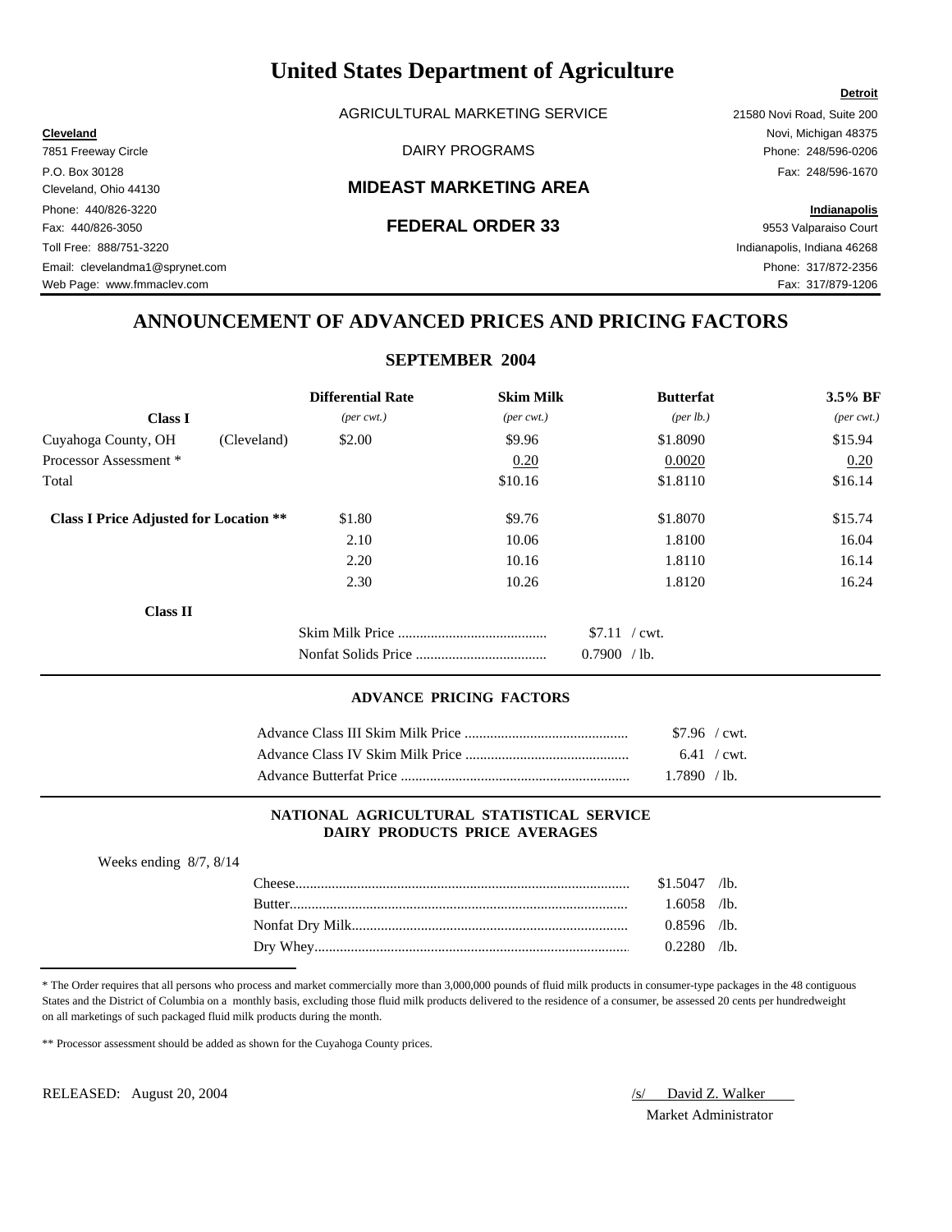# United States Department of Agriculture

AGRICULTURAL MARKETING SERVICE

DAIRY PROGRAMS

## MIDEAST MARKETING AREA

## FEDERAL ORDER 33

**Cleveland**
7851 Freeway Circle
P.O. Box 30128
Cleveland, Ohio 44130
Phone: 440/826-3220
Fax: 440/826-3050
Toll Free: 888/751-3220
Email: clevelandma1@sprynet.com
Web Page: www.fmmaclev.com

**Detroit**
21580 Novi Road, Suite 200
Novi, Michigan 48375
Phone: 248/596-0206
Fax: 248/596-1670

**Indianapolis**
9553 Valparaiso Court
Indianapolis, Indiana 46268
Phone: 317/872-2356
Fax: 317/879-1206

## ANNOUNCEMENT OF ADVANCED PRICES AND PRICING FACTORS

### SEPTEMBER 2004

| **Class I** | | **Differential Rate** *(per cwt.)* | **Skim Milk** *(per cwt.)* | **Butterfat** *(per lb.)* | **3.5% BF** *(per cwt.)* |
|---|---|---|---|---|---|
| Cuyahoga County, OH | (Cleveland) | $2.00 | $9.96 | $1.8090 | $15.94 |
| Processor Assessment * | | | 0.20 | 0.0020 | 0.20 |
| Total | | | $10.16 | $1.8110 | $16.14 |
| **Class I Price Adjusted for Location \*\*** | | $1.80 | $9.76 | $1.8070 | $15.74 |
| | | 2.10 | 10.06 | 1.8100 | 16.04 |
| | | 2.20 | 10.16 | 1.8110 | 16.14 |
| | | 2.30 | 10.26 | 1.8120 | 16.24 |

**Class II**

| | |
|---|---|
| Skim Milk Price | $7.11 / cwt. |
| Nonfat Solids Price | 0.7900 / lb. |

### ADVANCE PRICING FACTORS

| | |
|---|---|
| Advance Class III Skim Milk Price | $7.96 / cwt. |
| Advance Class IV Skim Milk Price | 6.41 / cwt. |
| Advance Butterfat Price | 1.7890 / lb. |

### NATIONAL AGRICULTURAL STATISTICAL SERVICE DAIRY PRODUCTS PRICE AVERAGES

Weeks ending 8/7, 8/14

| | |
|---|---|
| Cheese | $1.5047 /lb. |
| Butter | 1.6058 /lb. |
| Nonfat Dry Milk | 0.8596 /lb. |
| Dry Whey | 0.2280 /lb. |

* The Order requires that all persons who process and market commercially more than 3,000,000 pounds of fluid milk products in consumer-type packages in the 48 contiguous States and the District of Columbia on a monthly basis, excluding those fluid milk products delivered to the residence of a consumer, be assessed 20 cents per hundredweight on all marketings of such packaged fluid milk products during the month.

** Processor assessment should be added as shown for the Cuyahoga County prices.

RELEASED: August 20, 2004

/s/ David Z. Walker
Market Administrator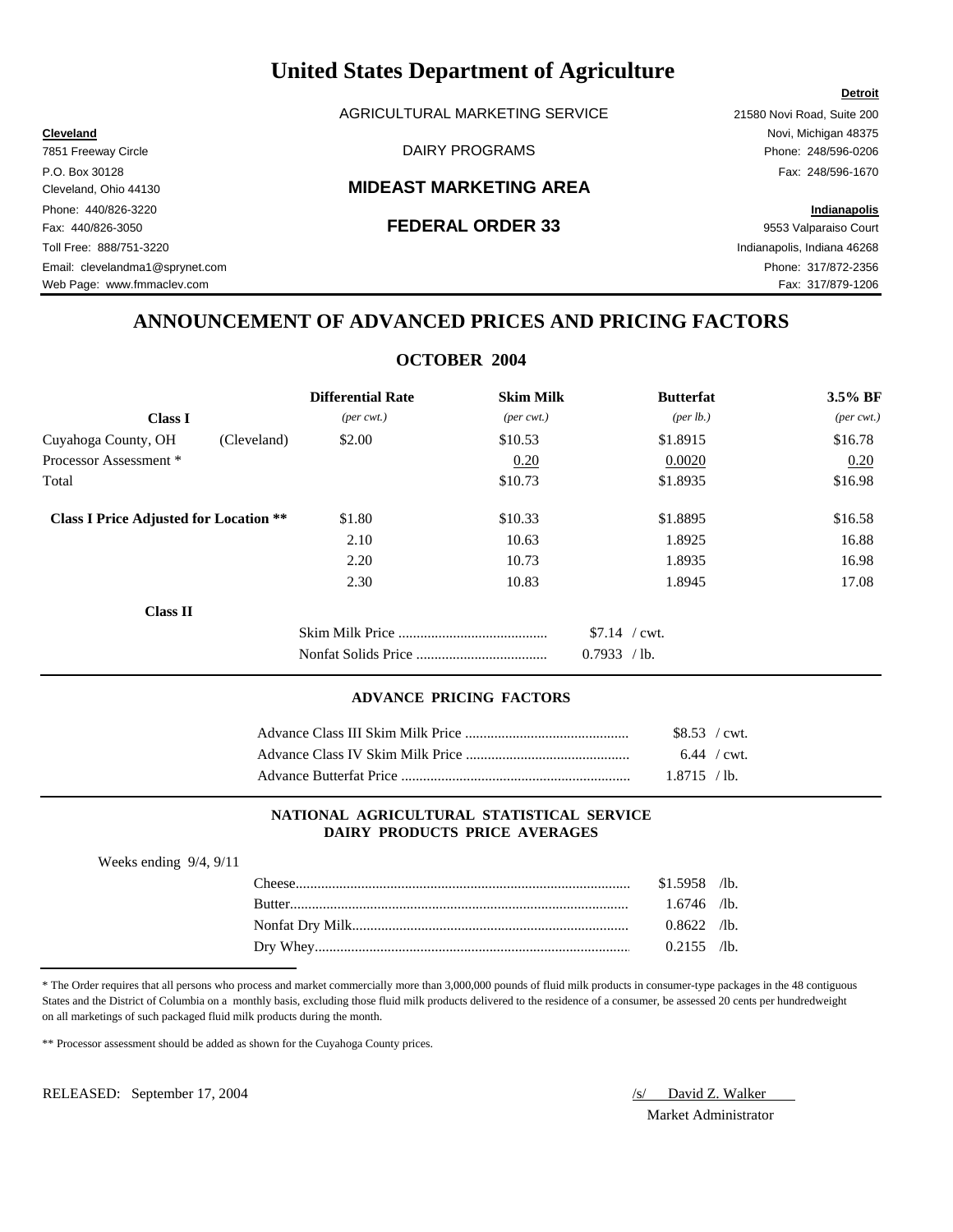# United States Department of Agriculture

AGRICULTURAL MARKETING SERVICE

DAIRY PROGRAMS

## MIDEAST MARKETING AREA

## FEDERAL ORDER 33

**Cleveland**
7851 Freeway Circle
P.O. Box 30128
Cleveland, Ohio 44130
Phone: 440/826-3220
Fax: 440/826-3050
Toll Free: 888/751-3220
Email: clevelandma1@sprynet.com
Web Page: www.fmmaclev.com

**Detroit**
21580 Novi Road, Suite 200
Novi, Michigan 48375
Phone: 248/596-0206
Fax: 248/596-1670

**Indianapolis**
9553 Valparaiso Court
Indianapolis, Indiana 46268
Phone: 317/872-2356
Fax: 317/879-1206

## ANNOUNCEMENT OF ADVANCED PRICES AND PRICING FACTORS

### OCTOBER 2004

| Class I | | Differential Rate *(per cwt.)* | Skim Milk *(per cwt.)* | Butterfat *(per lb.)* | 3.5% BF *(per cwt.)* |
|---|---|---|---|---|---|
| Cuyahoga County, OH | (Cleveland) | $2.00 | $10.53 | $1.8915 | $16.78 |
| Processor Assessment * | | | 0.20 | 0.0020 | 0.20 |
| Total | | | $10.73 | $1.8935 | $16.98 |
| **Class I Price Adjusted for Location** ** | | $1.80 | $10.33 | $1.8895 | $16.58 |
| | | 2.10 | 10.63 | 1.8925 | 16.88 |
| | | 2.20 | 10.73 | 1.8935 | 16.98 |
| | | 2.30 | 10.83 | 1.8945 | 17.08 |

**Class II**

| | |
|---|---|
| Skim Milk Price | $7.14 / cwt. |
| Nonfat Solids Price | 0.7933 / lb. |

#### ADVANCE PRICING FACTORS

| | |
|---|---|
| Advance Class III Skim Milk Price | $8.53 / cwt. |
| Advance Class IV Skim Milk Price | 6.44 / cwt. |
| Advance Butterfat Price | 1.8715 / lb. |

#### NATIONAL AGRICULTURAL STATISTICAL SERVICE DAIRY PRODUCTS PRICE AVERAGES

Weeks ending 9/4, 9/11

| | |
|---|---|
| Cheese | $1.5958 /lb. |
| Butter | 1.6746 /lb. |
| Nonfat Dry Milk | 0.8622 /lb. |
| Dry Whey | 0.2155 /lb. |

* The Order requires that all persons who process and market commercially more than 3,000,000 pounds of fluid milk products in consumer-type packages in the 48 contiguous States and the District of Columbia on a monthly basis, excluding those fluid milk products delivered to the residence of a consumer, be assessed 20 cents per hundredweight on all marketings of such packaged fluid milk products during the month.

** Processor assessment should be added as shown for the Cuyahoga County prices.

RELEASED: September 17, 2004

/s/ David Z. Walker
Market Administrator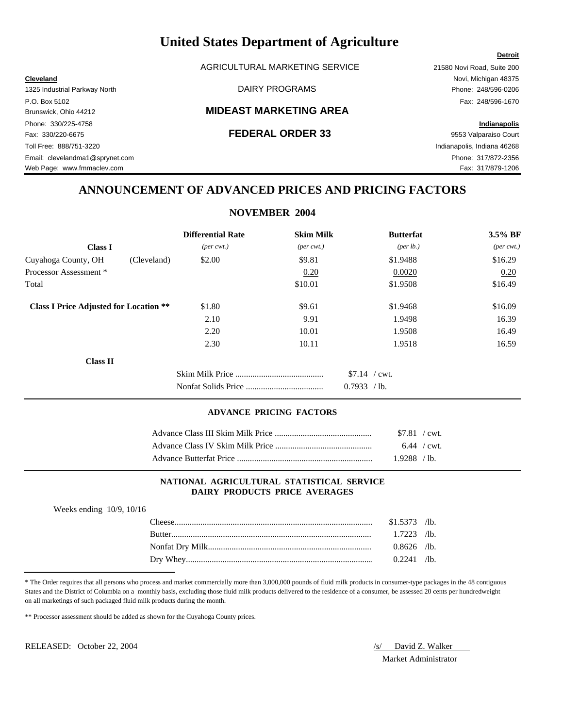# United States Department of Agriculture

AGRICULTURAL MARKETING SERVICE

DAIRY PROGRAMS

## MIDEAST MARKETING AREA

## FEDERAL ORDER 33

**Cleveland**
1325 Industrial Parkway North
P.O. Box 5102
Brunswick, Ohio 44212
Phone: 330/225-4758
Fax: 330/220-6675
Toll Free: 888/751-3220
Email: clevelandma1@sprynet.com
Web Page: www.fmmaclev.com

**Detroit**
21580 Novi Road, Suite 200
Novi, Michigan 48375
Phone: 248/596-0206
Fax: 248/596-1670

**Indianapolis**
9553 Valparaiso Court
Indianapolis, Indiana 46268
Phone: 317/872-2356
Fax: 317/879-1206

## ANNOUNCEMENT OF ADVANCED PRICES AND PRICING FACTORS

### NOVEMBER 2004

| Class I | | Differential Rate *(per cwt.)* | Skim Milk *(per cwt.)* | Butterfat *(per lb.)* | 3.5% BF *(per cwt.)* |
|---|---|---|---|---|---|
| Cuyahoga County, OH | (Cleveland) | $2.00 | $9.81 | $1.9488 | $16.29 |
| Processor Assessment * | | | 0.20 | 0.0020 | 0.20 |
| Total | | | $10.01 | $1.9508 | $16.49 |
| **Class I Price Adjusted for Location \*\*** | | $1.80 | $9.61 | $1.9468 | $16.09 |
| | | 2.10 | 9.91 | 1.9498 | 16.39 |
| | | 2.20 | 10.01 | 1.9508 | 16.49 |
| | | 2.30 | 10.11 | 1.9518 | 16.59 |

**Class II**

| | |
|---|---|
| Skim Milk Price | $7.14 / cwt. |
| Nonfat Solids Price | 0.7933 / lb. |

#### ADVANCE PRICING FACTORS

| | |
|---|---|
| Advance Class III Skim Milk Price | $7.81 / cwt. |
| Advance Class IV Skim Milk Price | 6.44 / cwt. |
| Advance Butterfat Price | 1.9288 / lb. |

#### NATIONAL AGRICULTURAL STATISTICAL SERVICE DAIRY PRODUCTS PRICE AVERAGES

Weeks ending 10/9, 10/16

| | |
|---|---|
| Cheese | $1.5373 /lb. |
| Butter | 1.7223 /lb. |
| Nonfat Dry Milk | 0.8626 /lb. |
| Dry Whey | 0.2241 /lb. |

\* The Order requires that all persons who process and market commercially more than 3,000,000 pounds of fluid milk products in consumer-type packages in the 48 contiguous States and the District of Columbia on a monthly basis, excluding those fluid milk products delivered to the residence of a consumer, be assessed 20 cents per hundredweight on all marketings of such packaged fluid milk products during the month.

\*\* Processor assessment should be added as shown for the Cuyahoga County prices.

RELEASED: October 22, 2004

/s/ David Z. Walker
Market Administrator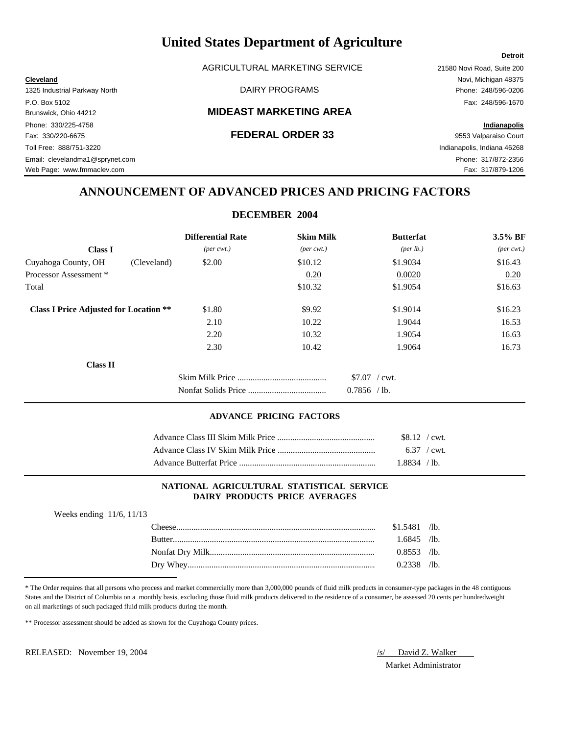# United States Department of Agriculture

AGRICULTURAL MARKETING SERVICE

DAIRY PROGRAMS

**MIDEAST MARKETING AREA**

**FEDERAL ORDER 33**

**Cleveland**
1325 Industrial Parkway North
P.O. Box 5102
Brunswick, Ohio 44212
Phone: 330/225-4758
Fax: 330/220-6675
Toll Free: 888/751-3220
Email: clevelandma1@sprynet.com
Web Page: www.fmmaclev.com

**Detroit**
21580 Novi Road, Suite 200
Novi, Michigan 48375
Phone: 248/596-0206
Fax: 248/596-1670

**Indianapolis**
9553 Valparaiso Court
Indianapolis, Indiana 46268
Phone: 317/872-2356
Fax: 317/879-1206

## ANNOUNCEMENT OF ADVANCED PRICES AND PRICING FACTORS

### DECEMBER 2004

| **Class I** | | **Differential Rate** *(per cwt.)* | **Skim Milk** *(per cwt.)* | **Butterfat** *(per lb.)* | **3.5% BF** *(per cwt.)* |
|---|---|---|---|---|---|
| Cuyahoga County, OH | (Cleveland) | $2.00 | $10.12 | $1.9034 | $16.43 |
| Processor Assessment * | | | 0.20 | 0.0020 | 0.20 |
| Total | | | $10.32 | $1.9054 | $16.63 |
| **Class I Price Adjusted for Location \*\*** | | $1.80 | $9.92 | $1.9014 | $16.23 |
| | | 2.10 | 10.22 | 1.9044 | 16.53 |
| | | 2.20 | 10.32 | 1.9054 | 16.63 |
| | | 2.30 | 10.42 | 1.9064 | 16.73 |

**Class II**

| | |
|---|---|
| Skim Milk Price | $7.07 / cwt. |
| Nonfat Solids Price | 0.7856 / lb. |

### ADVANCE PRICING FACTORS

| | |
|---|---|
| Advance Class III Skim Milk Price | $8.12 / cwt. |
| Advance Class IV Skim Milk Price | 6.37 / cwt. |
| Advance Butterfat Price | 1.8834 / lb. |

### NATIONAL AGRICULTURAL STATISTICAL SERVICE DAIRY PRODUCTS PRICE AVERAGES

Weeks ending 11/6, 11/13

| | |
|---|---|
| Cheese | $1.5481 /lb. |
| Butter | 1.6845 /lb. |
| Nonfat Dry Milk | 0.8553 /lb. |
| Dry Whey | 0.2338 /lb. |

* The Order requires that all persons who process and market commercially more than 3,000,000 pounds of fluid milk products in consumer-type packages in the 48 contiguous States and the District of Columbia on a monthly basis, excluding those fluid milk products delivered to the residence of a consumer, be assessed 20 cents per hundredweight on all marketings of such packaged fluid milk products during the month.

** Processor assessment should be added as shown for the Cuyahoga County prices.

RELEASED: November 19, 2004

/s/ David Z. Walker
Market Administrator